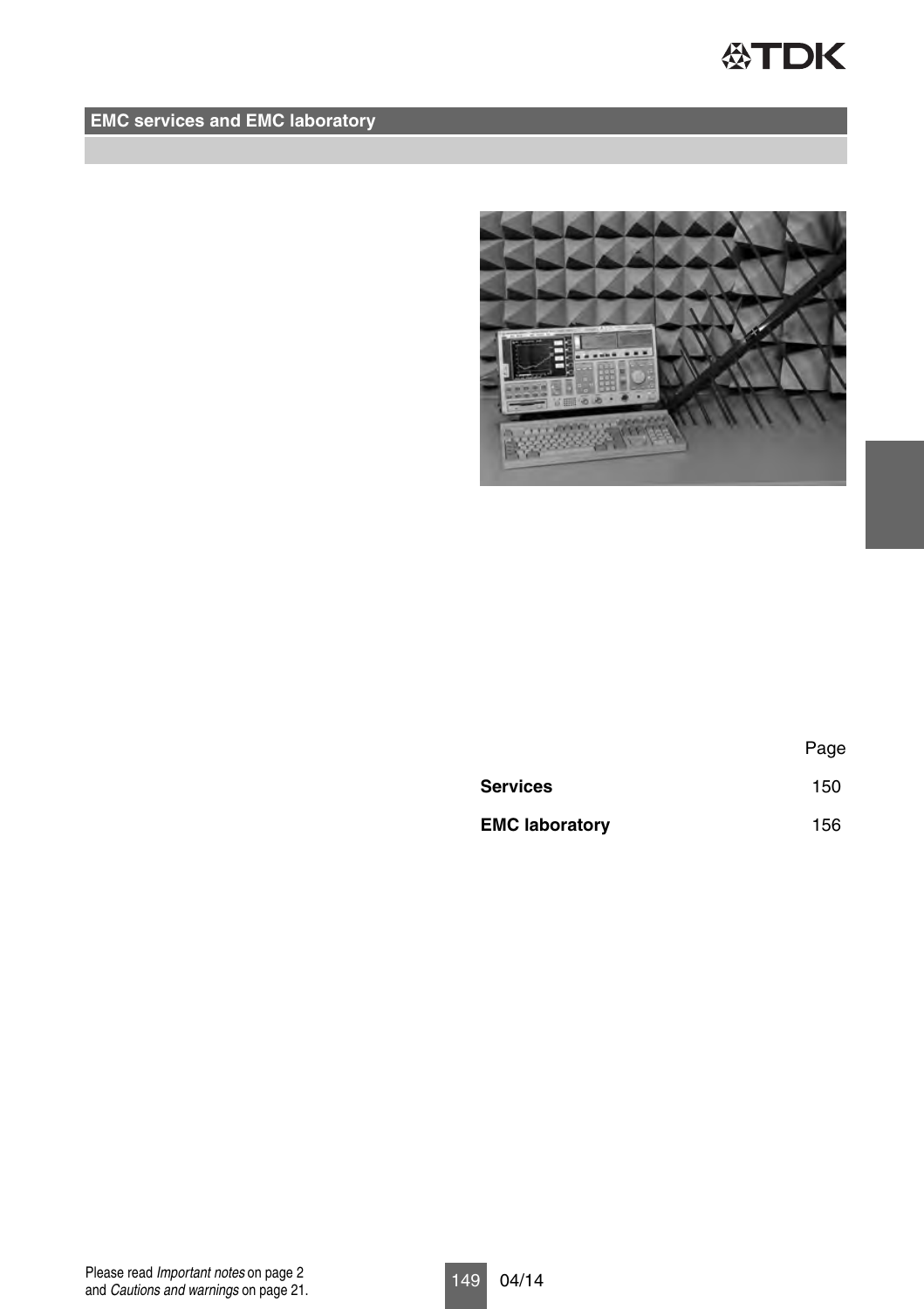## EMC services and EMC laboratory

| | Page |
|---|---|
| **Services** | 150 |
| **EMC laboratory** | 156 |

Please read *Important notes* on page 2 and *Cautions and warnings* on page 21.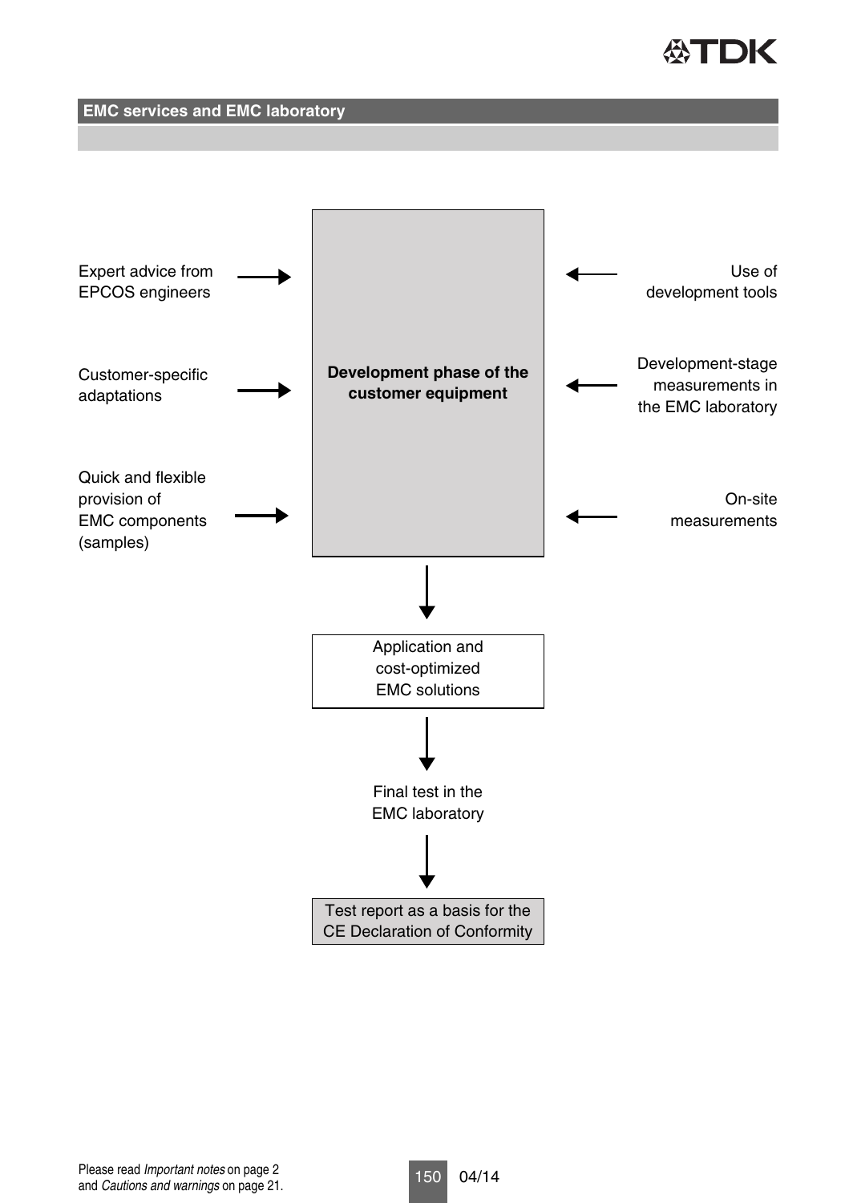## EMC services and EMC laboratory

Expert advice from EPCOS engineers →

Customer-specific adaptations →

Quick and flexible provision of EMC components (samples) →

← Use of development tools

← Development-stage measurements in the EMC laboratory

← On-site measurements

**Development phase of the customer equipment**

↓

Application and cost-optimized EMC solutions

↓

Final test in the EMC laboratory

↓

Test report as a basis for the CE Declaration of Conformity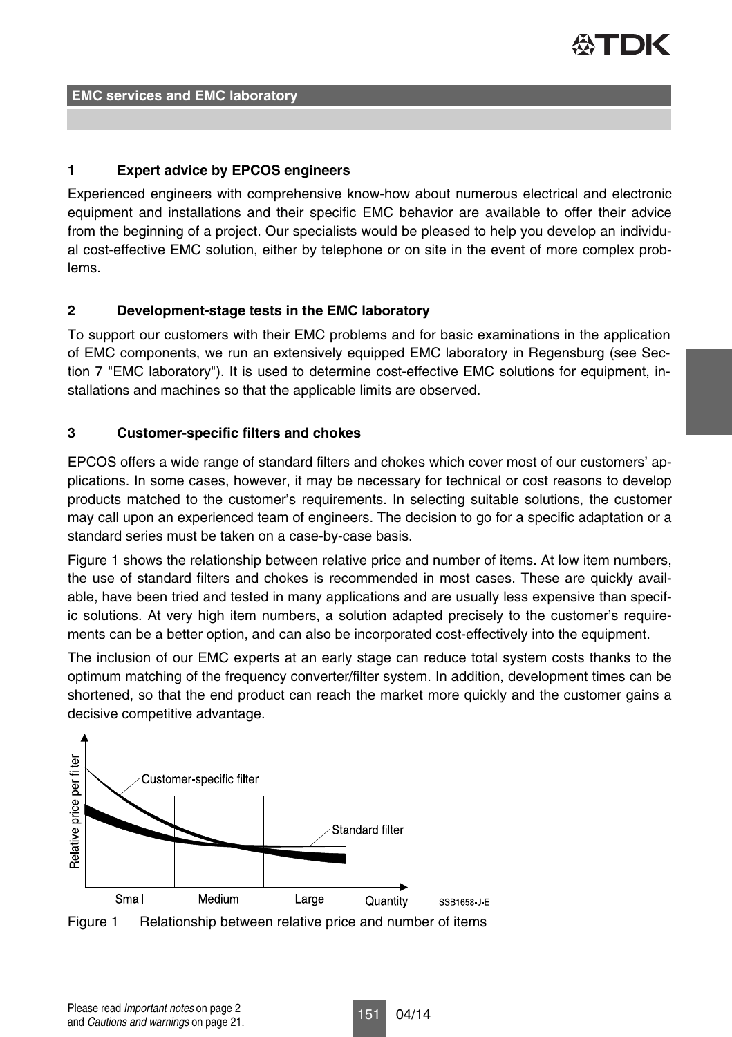## EMC services and EMC laboratory

### 1 Expert advice by EPCOS engineers

Experienced engineers with comprehensive know-how about numerous electrical and electronic equipment and installations and their specific EMC behavior are available to offer their advice from the beginning of a project. Our specialists would be pleased to help you develop an individual cost-effective EMC solution, either by telephone or on site in the event of more complex problems.

### 2 Development-stage tests in the EMC laboratory

To support our customers with their EMC problems and for basic examinations in the application of EMC components, we run an extensively equipped EMC laboratory in Regensburg (see Section 7 "EMC laboratory"). It is used to determine cost-effective EMC solutions for equipment, installations and machines so that the applicable limits are observed.

### 3 Customer-specific filters and chokes

EPCOS offers a wide range of standard filters and chokes which cover most of our customers' applications. In some cases, however, it may be necessary for technical or cost reasons to develop products matched to the customer's requirements. In selecting suitable solutions, the customer may call upon an experienced team of engineers. The decision to go for a specific adaptation or a standard series must be taken on a case-by-case basis.

Figure 1 shows the relationship between relative price and number of items. At low item numbers, the use of standard filters and chokes is recommended in most cases. These are quickly available, have been tried and tested in many applications and are usually less expensive than specific solutions. At very high item numbers, a solution adapted precisely to the customer's requirements can be a better option, and can also be incorporated cost-effectively into the equipment.

The inclusion of our EMC experts at an early stage can reduce total system costs thanks to the optimum matching of the frequency converter/filter system. In addition, development times can be shortened, so that the end product can reach the market more quickly and the customer gains a decisive competitive advantage.

Figure 1 Relationship between relative price and number of items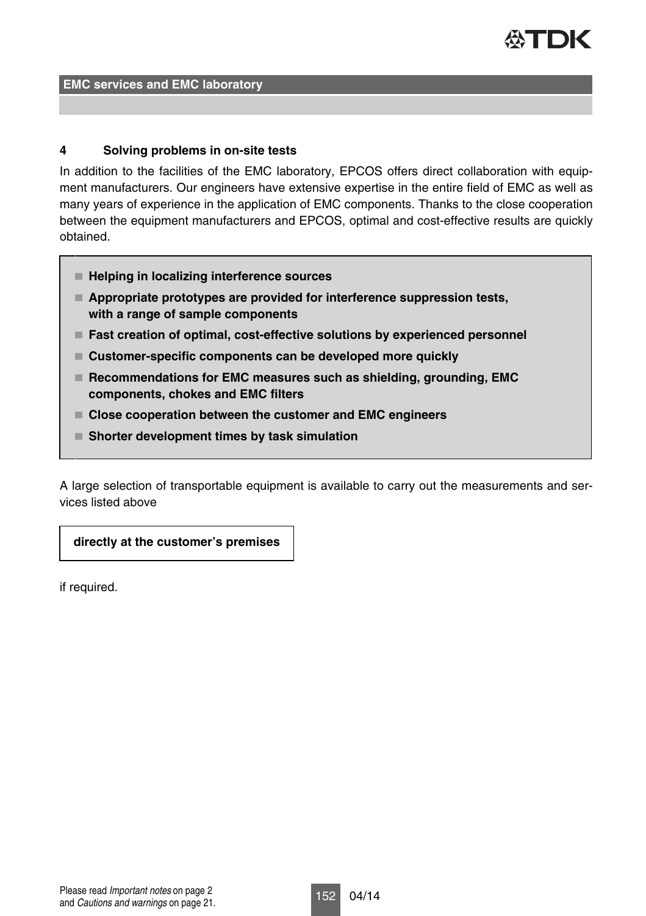## 4 Solving problems in on-site tests

In addition to the facilities of the EMC laboratory, EPCOS offers direct collaboration with equipment manufacturers. Our engineers have extensive expertise in the entire field of EMC as well as many years of experience in the application of EMC components. Thanks to the close cooperation between the equipment manufacturers and EPCOS, optimal and cost-effective results are quickly obtained.

- **Helping in localizing interference sources**
- **Appropriate prototypes are provided for interference suppression tests, with a range of sample components**
- **Fast creation of optimal, cost-effective solutions by experienced personnel**
- **Customer-specific components can be developed more quickly**
- **Recommendations for EMC measures such as shielding, grounding, EMC components, chokes and EMC filters**
- **Close cooperation between the customer and EMC engineers**
- **Shorter development times by task simulation**

A large selection of transportable equipment is available to carry out the measurements and services listed above

**directly at the customer's premises**

if required.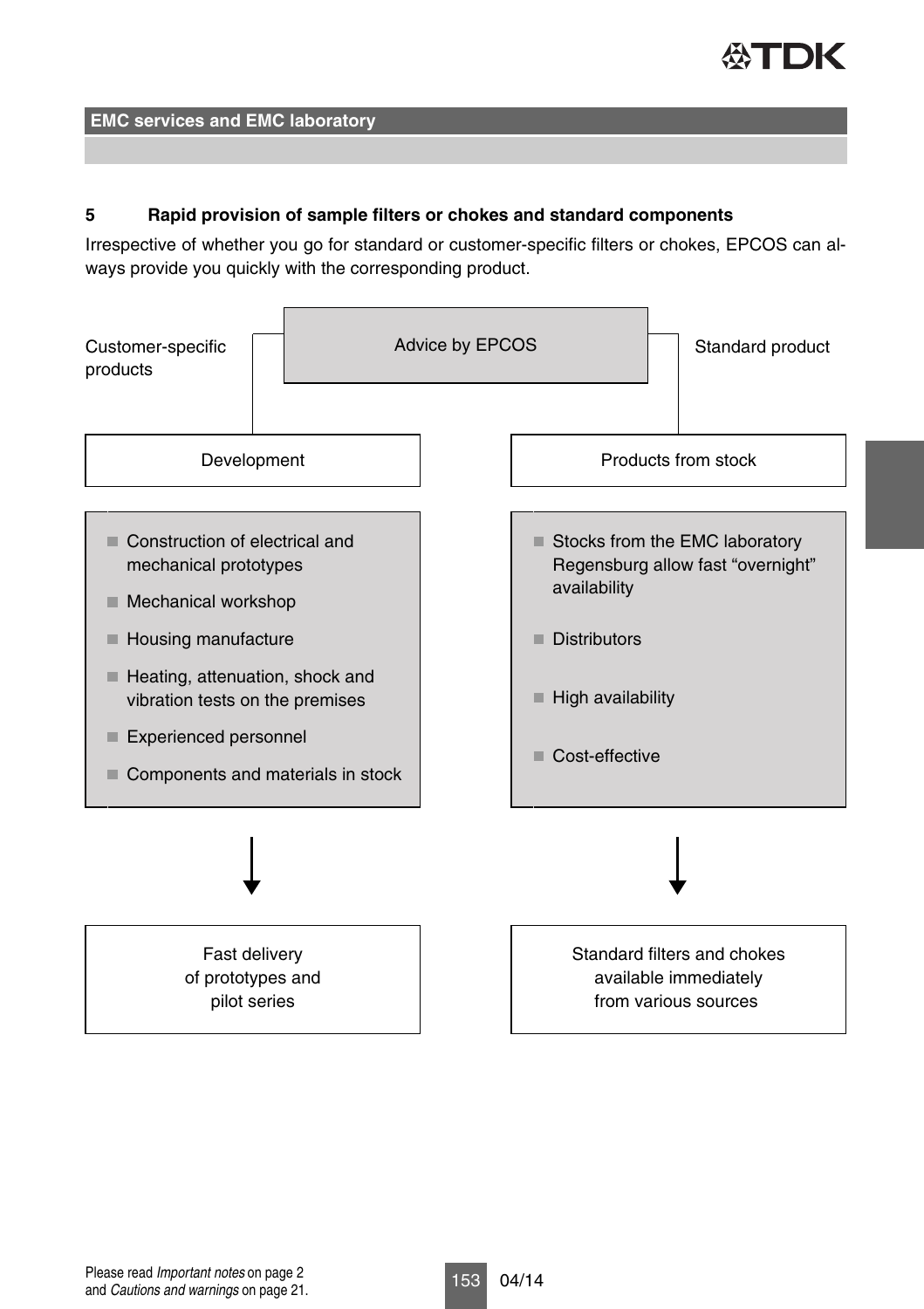## 5 Rapid provision of sample filters or chokes and standard components

Irrespective of whether you go for standard or customer-specific filters or chokes, EPCOS can always provide you quickly with the corresponding product.

Advice by EPCOS

| Customer-specific products | Standard product |
| --- | --- |
| **Development** | **Products from stock** |
| - Construction of electrical and mechanical prototypes<br>- Mechanical workshop<br>- Housing manufacture<br>- Heating, attenuation, shock and vibration tests on the premises<br>- Experienced personnel<br>- Components and materials in stock | - Stocks from the EMC laboratory Regensburg allow fast "overnight" availability<br>- Distributors<br>- High availability<br>- Cost-effective |
| ↓ | ↓ |
| Fast delivery of prototypes and pilot series | Standard filters and chokes available immediately from various sources |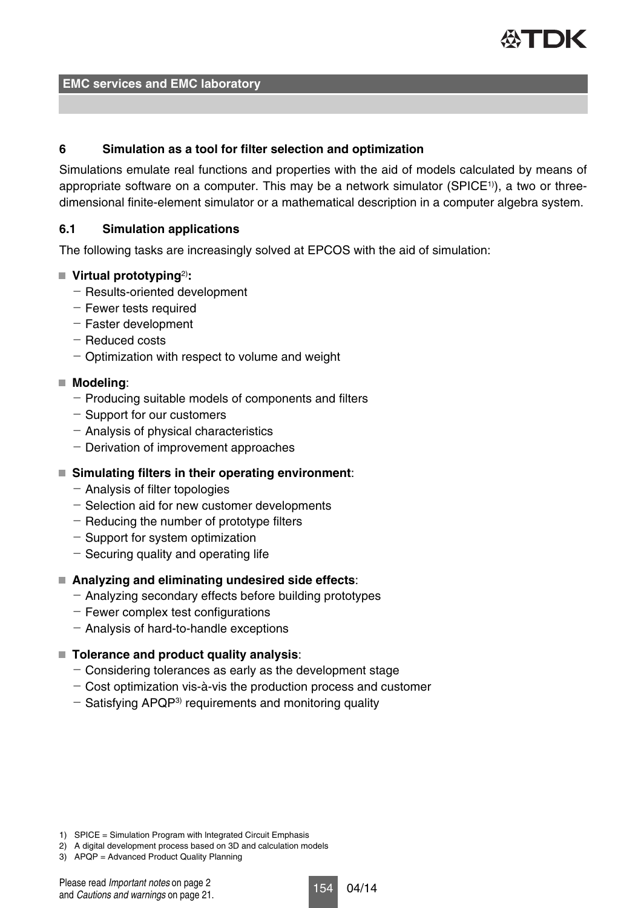## 6 Simulation as a tool for filter selection and optimization

Simulations emulate real functions and properties with the aid of models calculated by means of appropriate software on a computer. This may be a network simulator (SPICE[1]), a two or three-dimensional finite-element simulator or a mathematical description in a computer algebra system.

### 6.1 Simulation applications

The following tasks are increasingly solved at EPCOS with the aid of simulation:

- **Virtual prototyping[2]:**
  - Results-oriented development
  - Fewer tests required
  - Faster development
  - Reduced costs
  - Optimization with respect to volume and weight
- **Modeling**:
  - Producing suitable models of components and filters
  - Support for our customers
  - Analysis of physical characteristics
  - Derivation of improvement approaches
- **Simulating filters in their operating environment**:
  - Analysis of filter topologies
  - Selection aid for new customer developments
  - Reducing the number of prototype filters
  - Support for system optimization
  - Securing quality and operating life
- **Analyzing and eliminating undesired side effects**:
  - Analyzing secondary effects before building prototypes
  - Fewer complex test configurations
  - Analysis of hard-to-handle exceptions
- **Tolerance and product quality analysis**:
  - Considering tolerances as early as the development stage
  - Cost optimization vis-à-vis the production process and customer
  - Satisfying APQP[3] requirements and monitoring quality

1) SPICE = Simulation Program with Integrated Circuit Emphasis
2) A digital development process based on 3D and calculation models
3) APQP = Advanced Product Quality Planning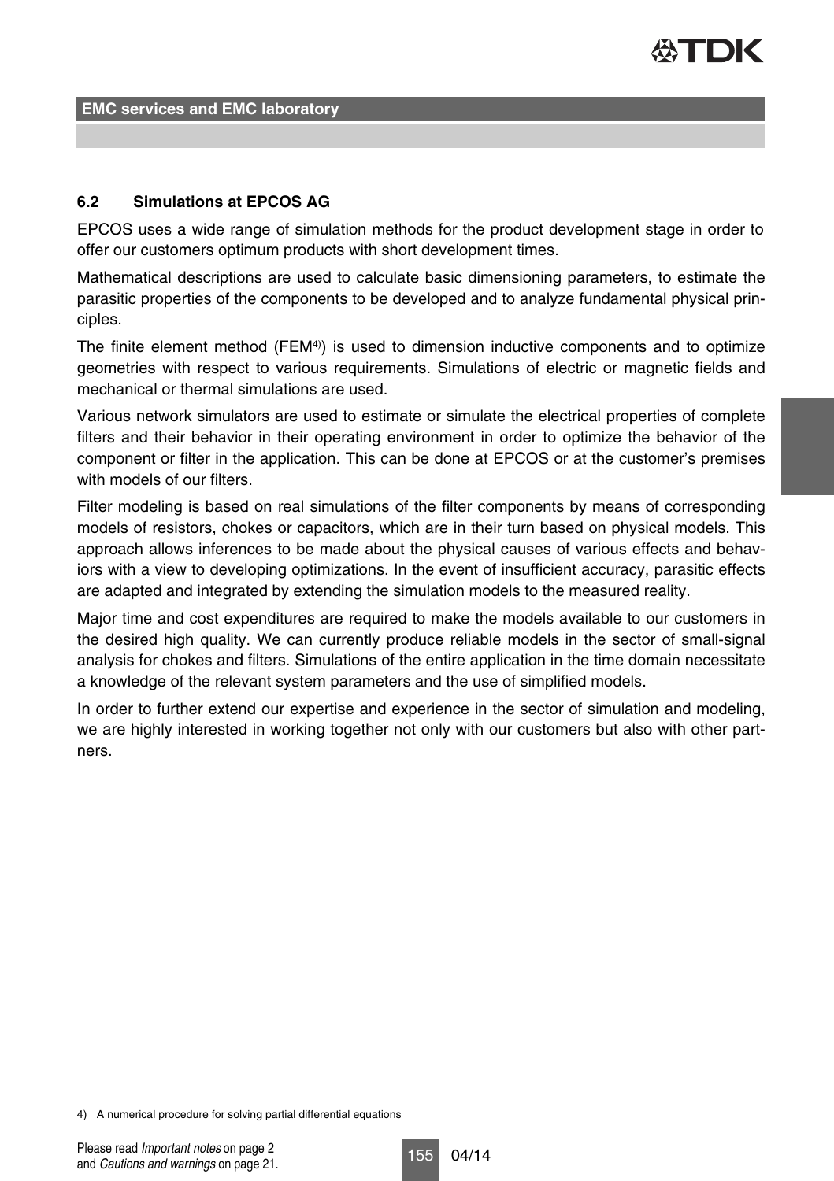## 6.2 Simulations at EPCOS AG

EPCOS uses a wide range of simulation methods for the product development stage in order to offer our customers optimum products with short development times.

Mathematical descriptions are used to calculate basic dimensioning parameters, to estimate the parasitic properties of the components to be developed and to analyze fundamental physical principles.

The finite element method (FEM[4)]) is used to dimension inductive components and to optimize geometries with respect to various requirements. Simulations of electric or magnetic fields and mechanical or thermal simulations are used.

Various network simulators are used to estimate or simulate the electrical properties of complete filters and their behavior in their operating environment in order to optimize the behavior of the component or filter in the application. This can be done at EPCOS or at the customer's premises with models of our filters.

Filter modeling is based on real simulations of the filter components by means of corresponding models of resistors, chokes or capacitors, which are in their turn based on physical models. This approach allows inferences to be made about the physical causes of various effects and behaviors with a view to developing optimizations. In the event of insufficient accuracy, parasitic effects are adapted and integrated by extending the simulation models to the measured reality.

Major time and cost expenditures are required to make the models available to our customers in the desired high quality. We can currently produce reliable models in the sector of small-signal analysis for chokes and filters. Simulations of the entire application in the time domain necessitate a knowledge of the relevant system parameters and the use of simplified models.

In order to further extend our expertise and experience in the sector of simulation and modeling, we are highly interested in working together not only with our customers but also with other partners.

4) A numerical procedure for solving partial differential equations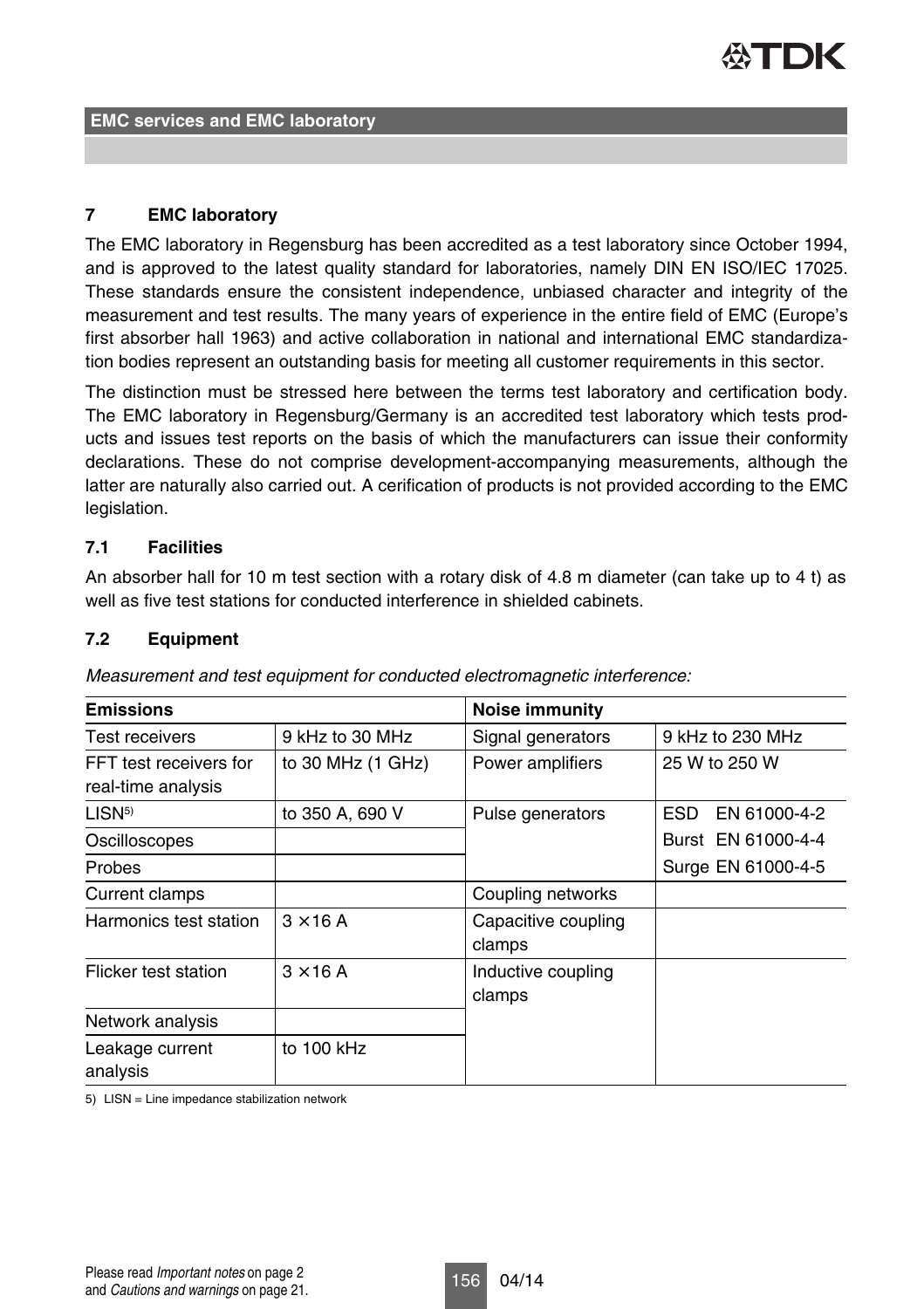## 7 EMC laboratory

The EMC laboratory in Regensburg has been accredited as a test laboratory since October 1994, and is approved to the latest quality standard for laboratories, namely DIN EN ISO/IEC 17025. These standards ensure the consistent independence, unbiased character and integrity of the measurement and test results. The many years of experience in the entire field of EMC (Europe's first absorber hall 1963) and active collaboration in national and international EMC standardization bodies represent an outstanding basis for meeting all customer requirements in this sector.

The distinction must be stressed here between the terms test laboratory and certification body. The EMC laboratory in Regensburg/Germany is an accredited test laboratory which tests products and issues test reports on the basis of which the manufacturers can issue their conformity declarations. These do not comprise development-accompanying measurements, although the latter are naturally also carried out. A cerification of products is not provided according to the EMC legislation.

### 7.1 Facilities

An absorber hall for 10 m test section with a rotary disk of 4.8 m diameter (can take up to 4 t) as well as five test stations for conducted interference in shielded cabinets.

### 7.2 Equipment

*Measurement and test equipment for conducted electromagnetic interference:*

| Emissions | | Noise immunity | |
|---|---|---|---|
| Test receivers | 9 kHz to 30 MHz | Signal generators | 9 kHz to 230 MHz |
| FFT test receivers for real-time analysis | to 30 MHz (1 GHz) | Power amplifiers | 25 W to 250 W |
| LISN[5] | to 350 A, 690 V | Pulse generators | ESD EN 61000-4-2 |
| Oscilloscopes | | | Burst EN 61000-4-4 |
| Probes | | | Surge EN 61000-4-5 |
| Current clamps | | Coupling networks | |
| Harmonics test station | 3 × 16 A | Capacitive coupling clamps | |
| Flicker test station | 3 × 16 A | Inductive coupling clamps | |
| Network analysis | | | |
| Leakage current analysis | to 100 kHz | | |

5) LISN = Line impedance stabilization network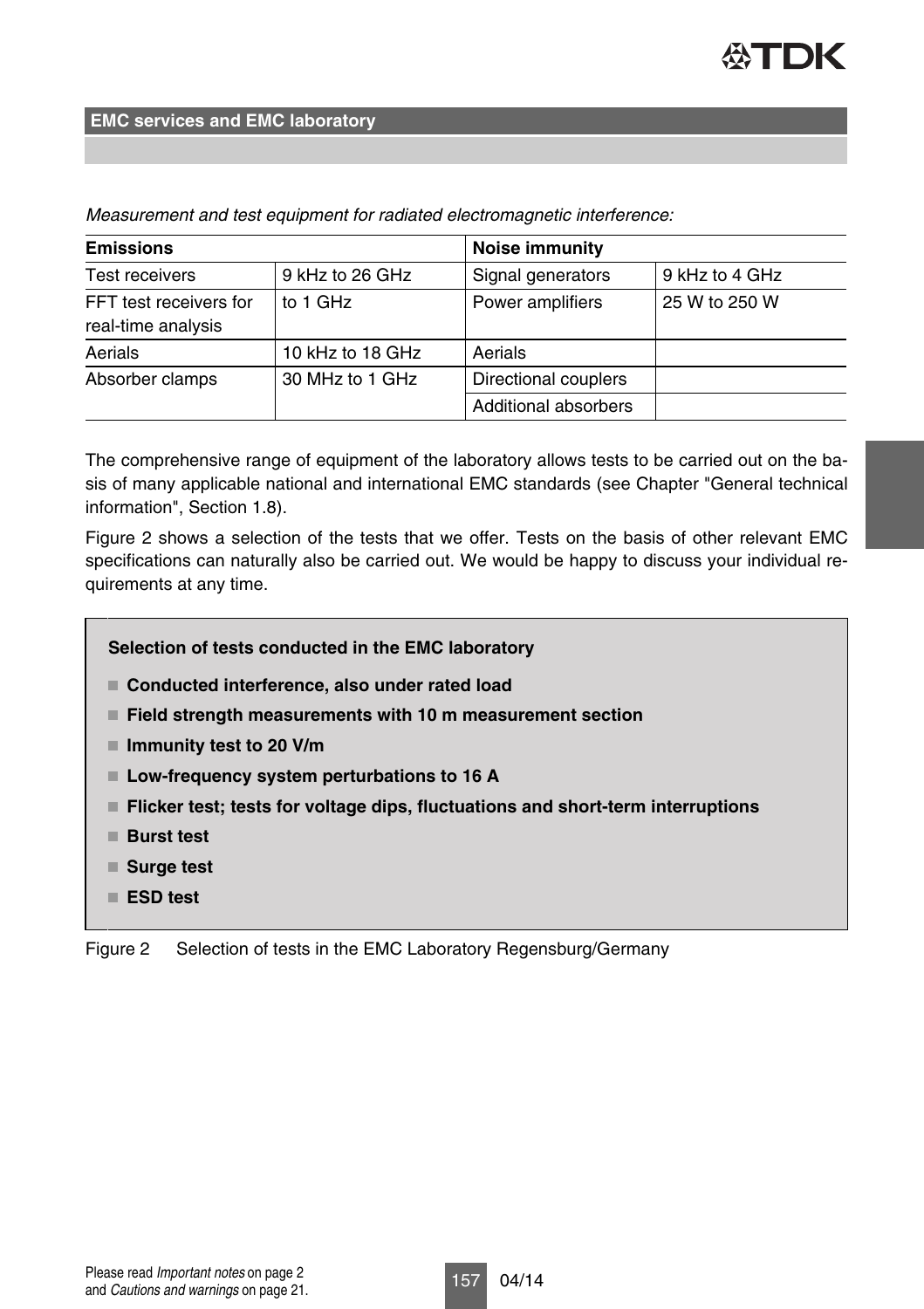*Measurement and test equipment for radiated electromagnetic interference:*

| **Emissions** | | **Noise immunity** | |
|---|---|---|---|
| Test receivers | 9 kHz to 26 GHz | Signal generators | 9 kHz to 4 GHz |
| FFT test receivers for real-time analysis | to 1 GHz | Power amplifiers | 25 W to 250 W |
| Aerials | 10 kHz to 18 GHz | Aerials | |
| Absorber clamps | 30 MHz to 1 GHz | Directional couplers | |
| | | Additional absorbers | |

The comprehensive range of equipment of the laboratory allows tests to be carried out on the basis of many applicable national and international EMC standards (see Chapter "General technical information", Section 1.8).

Figure 2 shows a selection of the tests that we offer. Tests on the basis of other relevant EMC specifications can naturally also be carried out. We would be happy to discuss your individual requirements at any time.

**Selection of tests conducted in the EMC laboratory**

- **Conducted interference, also under rated load**
- **Field strength measurements with 10 m measurement section**
- **Immunity test to 20 V/m**
- **Low-frequency system perturbations to 16 A**
- **Flicker test; tests for voltage dips, fluctuations and short-term interruptions**
- **Burst test**
- **Surge test**
- **ESD test**

Figure 2 Selection of tests in the EMC Laboratory Regensburg/Germany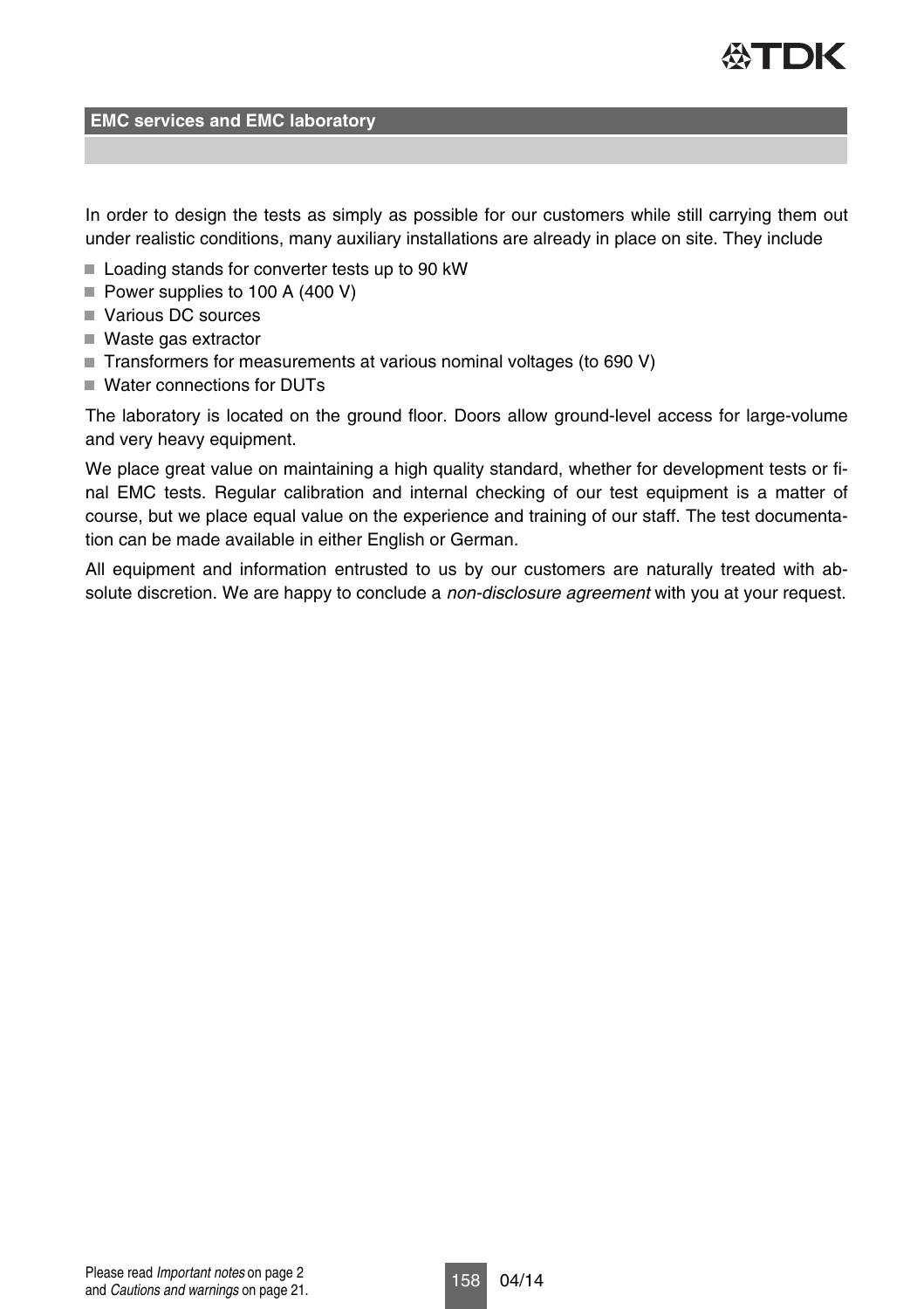## EMC services and EMC laboratory

In order to design the tests as simply as possible for our customers while still carrying them out under realistic conditions, many auxiliary installations are already in place on site. They include

- Loading stands for converter tests up to 90 kW
- Power supplies to 100 A (400 V)
- Various DC sources
- Waste gas extractor
- Transformers for measurements at various nominal voltages (to 690 V)
- Water connections for DUTs

The laboratory is located on the ground floor. Doors allow ground-level access for large-volume and very heavy equipment.

We place great value on maintaining a high quality standard, whether for development tests or final EMC tests. Regular calibration and internal checking of our test equipment is a matter of course, but we place equal value on the experience and training of our staff. The test documentation can be made available in either English or German.

All equipment and information entrusted to us by our customers are naturally treated with absolute discretion. We are happy to conclude a *non-disclosure agreement* with you at your request.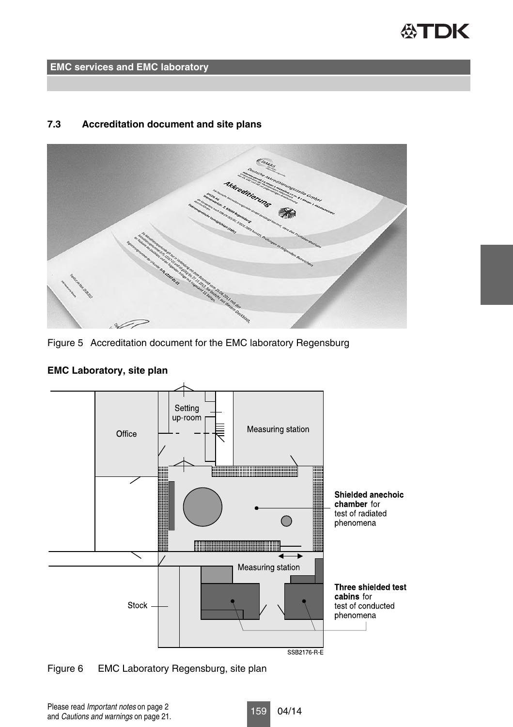## 7.3 Accreditation document and site plans

Figure 5 Accreditation document for the EMC laboratory Regensburg

**EMC Laboratory, site plan**

Figure 6 EMC Laboratory Regensburg, site plan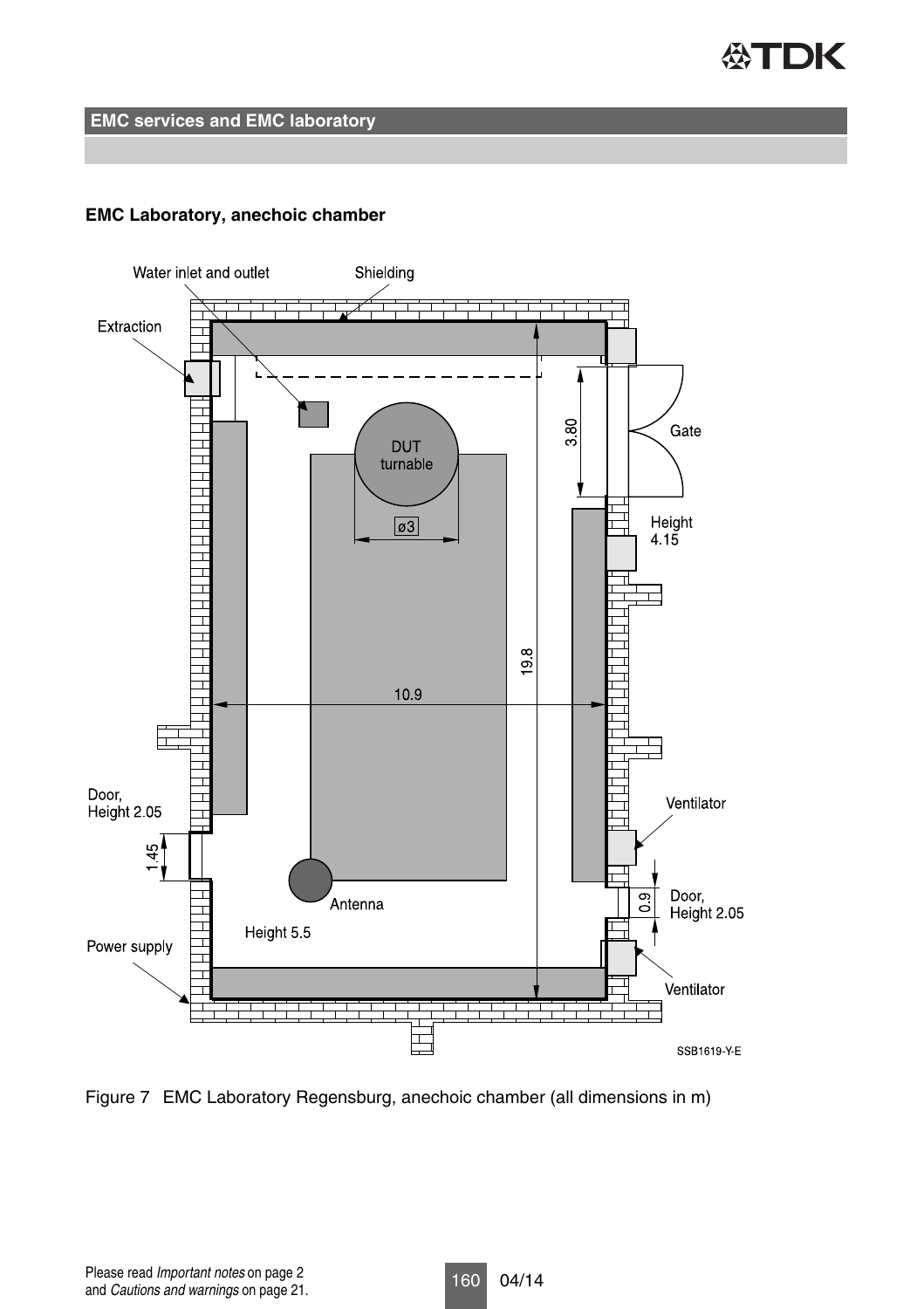## EMC services and EMC laboratory

### EMC Laboratory, anechoic chamber

Water inlet and outlet

Shielding

Extraction

DUT
turnable

ø3

3.80

Gate

Height
4.15

19.8

10.9

Door,
Height 2.05

1.45

Ventilator

Antenna

0.9

Door,
Height 2.05

Height 5.5

Power supply

Ventilator

SSB1619-Y-E

Figure 7 EMC Laboratory Regensburg, anechoic chamber (all dimensions in m)